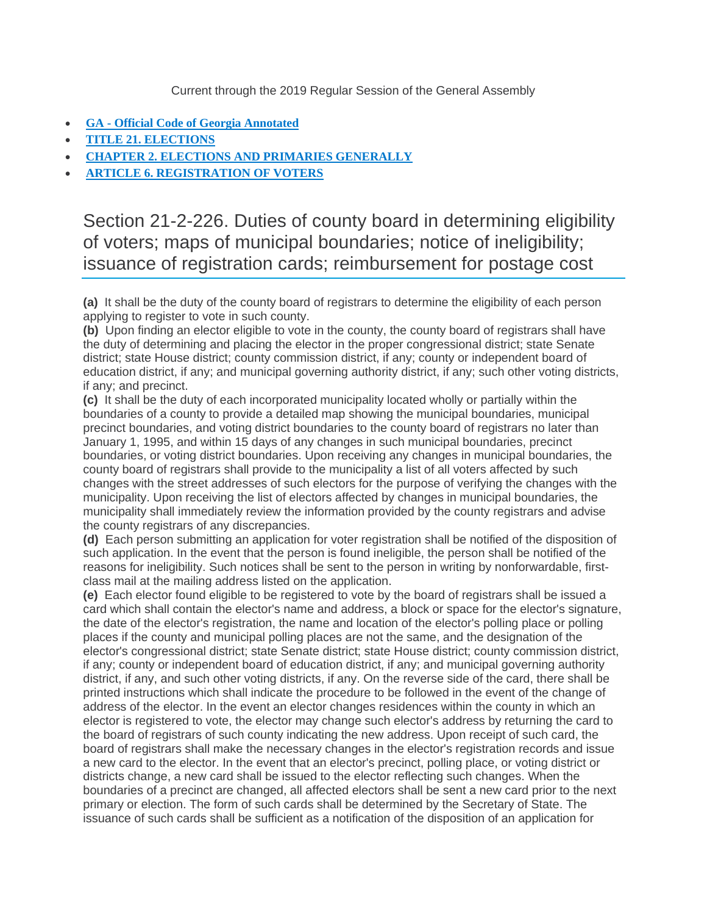Current through the 2019 Regular Session of the General Assembly

- **GA - Official Code of Georgia Annotated**
- **TITLE 21. ELECTIONS**
- **CHAPTER 2. ELECTIONS AND PRIMARIES GENERALLY**
- **ARTICLE 6. REGISTRATION OF VOTERS**

# Section 21-2-226. Duties of county board in determining eligibility of voters; maps of municipal boundaries; notice of ineligibility; issuance of registration cards; reimbursement for postage cost

**(a)** It shall be the duty of the county board of registrars to determine the eligibility of each person applying to register to vote in such county.

**(b)** Upon finding an elector eligible to vote in the county, the county board of registrars shall have the duty of determining and placing the elector in the proper congressional district; state Senate district; state House district; county commission district, if any; county or independent board of education district, if any; and municipal governing authority district, if any; such other voting districts, if any; and precinct.

**(c)** It shall be the duty of each incorporated municipality located wholly or partially within the boundaries of a county to provide a detailed map showing the municipal boundaries, municipal precinct boundaries, and voting district boundaries to the county board of registrars no later than January 1, 1995, and within 15 days of any changes in such municipal boundaries, precinct boundaries, or voting district boundaries. Upon receiving any changes in municipal boundaries, the county board of registrars shall provide to the municipality a list of all voters affected by such changes with the street addresses of such electors for the purpose of verifying the changes with the municipality. Upon receiving the list of electors affected by changes in municipal boundaries, the municipality shall immediately review the information provided by the county registrars and advise the county registrars of any discrepancies.

**(d)** Each person submitting an application for voter registration shall be notified of the disposition of such application. In the event that the person is found ineligible, the person shall be notified of the reasons for ineligibility. Such notices shall be sent to the person in writing by nonforwardable, first-class mail at the mailing address listed on the application.

**(e)** Each elector found eligible to be registered to vote by the board of registrars shall be issued a card which shall contain the elector's name and address, a block or space for the elector's signature, the date of the elector's registration, the name and location of the elector's polling place or polling places if the county and municipal polling places are not the same, and the designation of the elector's congressional district; state Senate district; state House district; county commission district, if any; county or independent board of education district, if any; and municipal governing authority district, if any, and such other voting districts, if any. On the reverse side of the card, there shall be printed instructions which shall indicate the procedure to be followed in the event of the change of address of the elector. In the event an elector changes residences within the county in which an elector is registered to vote, the elector may change such elector's address by returning the card to the board of registrars of such county indicating the new address. Upon receipt of such card, the board of registrars shall make the necessary changes in the elector's registration records and issue a new card to the elector. In the event that an elector's precinct, polling place, or voting district or districts change, a new card shall be issued to the elector reflecting such changes. When the boundaries of a precinct are changed, all affected electors shall be sent a new card prior to the next primary or election. The form of such cards shall be determined by the Secretary of State. The issuance of such cards shall be sufficient as a notification of the disposition of an application for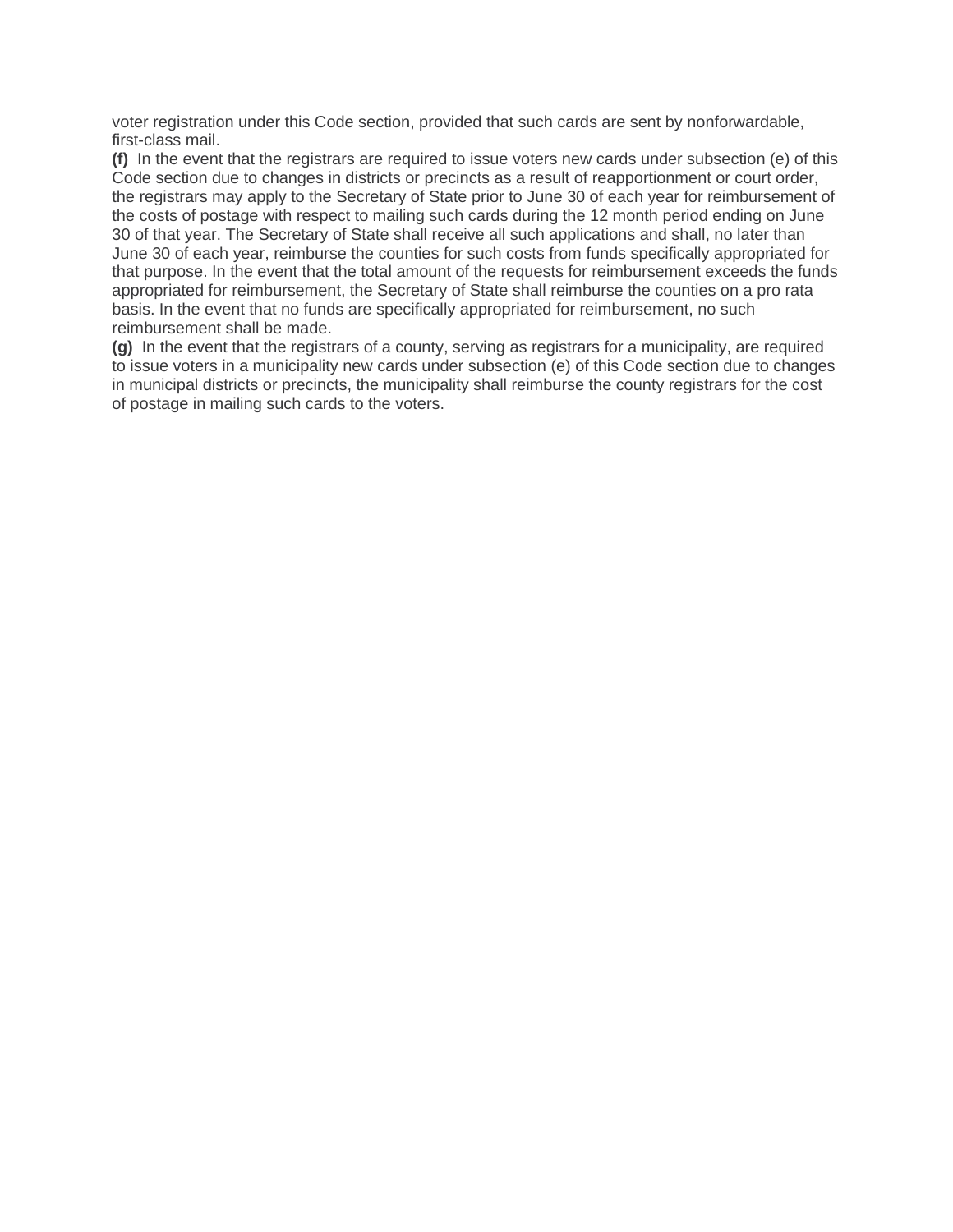voter registration under this Code section, provided that such cards are sent by nonforwardable, first-class mail.

**(f)** In the event that the registrars are required to issue voters new cards under subsection (e) of this Code section due to changes in districts or precincts as a result of reapportionment or court order, the registrars may apply to the Secretary of State prior to June 30 of each year for reimbursement of the costs of postage with respect to mailing such cards during the 12 month period ending on June 30 of that year. The Secretary of State shall receive all such applications and shall, no later than June 30 of each year, reimburse the counties for such costs from funds specifically appropriated for that purpose. In the event that the total amount of the requests for reimbursement exceeds the funds appropriated for reimbursement, the Secretary of State shall reimburse the counties on a pro rata basis. In the event that no funds are specifically appropriated for reimbursement, no such reimbursement shall be made.

**(g)** In the event that the registrars of a county, serving as registrars for a municipality, are required to issue voters in a municipality new cards under subsection (e) of this Code section due to changes in municipal districts or precincts, the municipality shall reimburse the county registrars for the cost of postage in mailing such cards to the voters.